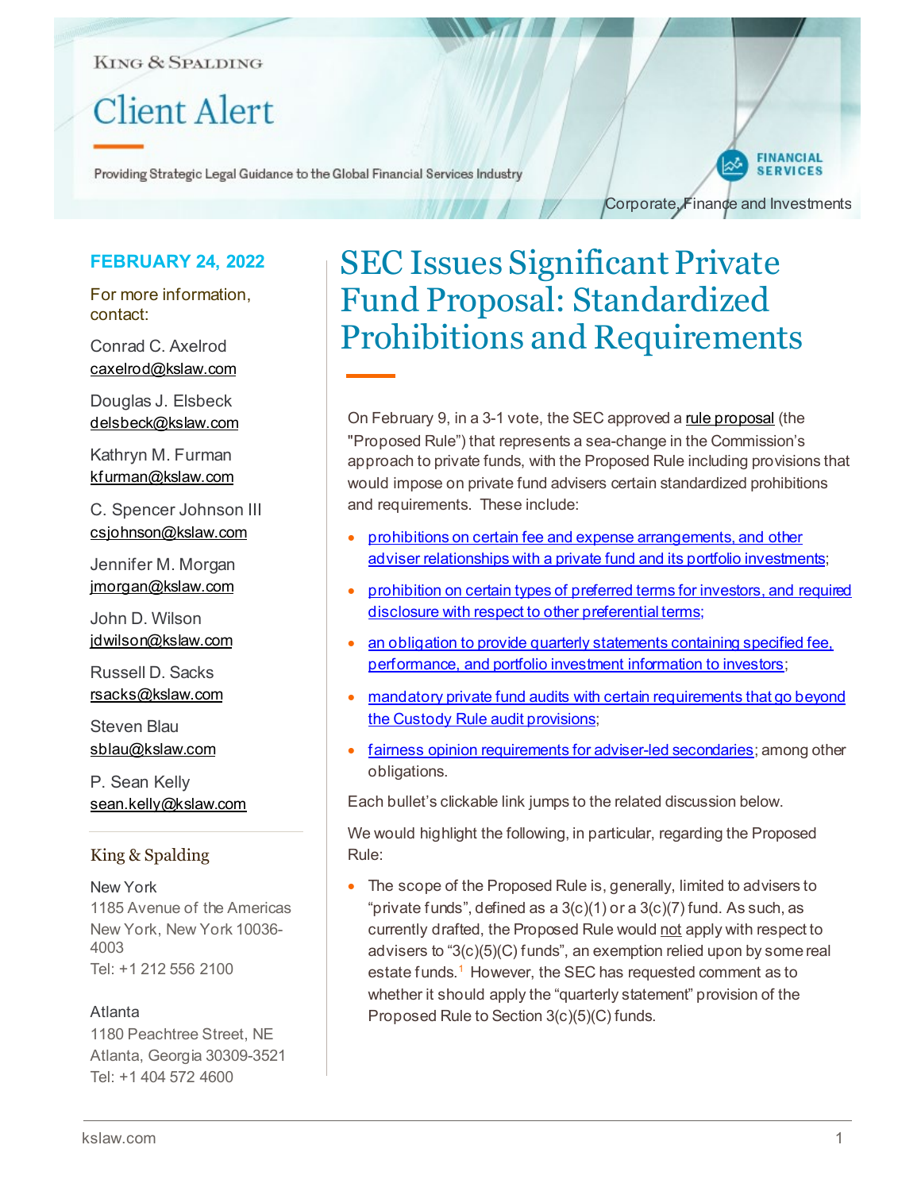King & Spalding

Client Alert

Providing Strategic Legal Guidance to the Global Financial Services Industry

FINANCIAL SERVICES

Corporate, Finance and Investments

**FEBRUARY 24, 2022**

For more information, contact:

Conrad C. Axelrod
caxelrod@kslaw.com

Douglas J. Elsbeck
delsbeck@kslaw.com

Kathryn M. Furman
kfurman@kslaw.com

C. Spencer Johnson III
csjohnson@kslaw.com

Jennifer M. Morgan
jmorgan@kslaw.com

John D. Wilson
jdwilson@kslaw.com

Russell D. Sacks
rsacks@kslaw.com

Steven Blau
sblau@kslaw.com

P. Sean Kelly
sean.kelly@kslaw.com

King & Spalding

New York
1185 Avenue of the Americas
New York, New York 10036-4003
Tel: +1 212 556 2100

Atlanta
1180 Peachtree Street, NE
Atlanta, Georgia 30309-3521
Tel: +1 404 572 4600

# SEC Issues Significant Private Fund Proposal: Standardized Prohibitions and Requirements

On February 9, in a 3-1 vote, the SEC approved a rule proposal (the "Proposed Rule") that represents a sea-change in the Commission's approach to private funds, with the Proposed Rule including provisions that would impose on private fund advisers certain standardized prohibitions and requirements. These include:

- prohibitions on certain fee and expense arrangements, and other adviser relationships with a private fund and its portfolio investments;
- prohibition on certain types of preferred terms for investors, and required disclosure with respect to other preferential terms;
- an obligation to provide quarterly statements containing specified fee, performance, and portfolio investment information to investors;
- mandatory private fund audits with certain requirements that go beyond the Custody Rule audit provisions;
- fairness opinion requirements for adviser-led secondaries; among other obligations.

Each bullet's clickable link jumps to the related discussion below.

We would highlight the following, in particular, regarding the Proposed Rule:

- The scope of the Proposed Rule is, generally, limited to advisers to "private funds", defined as a 3(c)(1) or a 3(c)(7) fund. As such, as currently drafted, the Proposed Rule would not apply with respect to advisers to "3(c)(5)(C) funds", an exemption relied upon by some real estate funds.[1] However, the SEC has requested comment as to whether it should apply the "quarterly statement" provision of the Proposed Rule to Section 3(c)(5)(C) funds.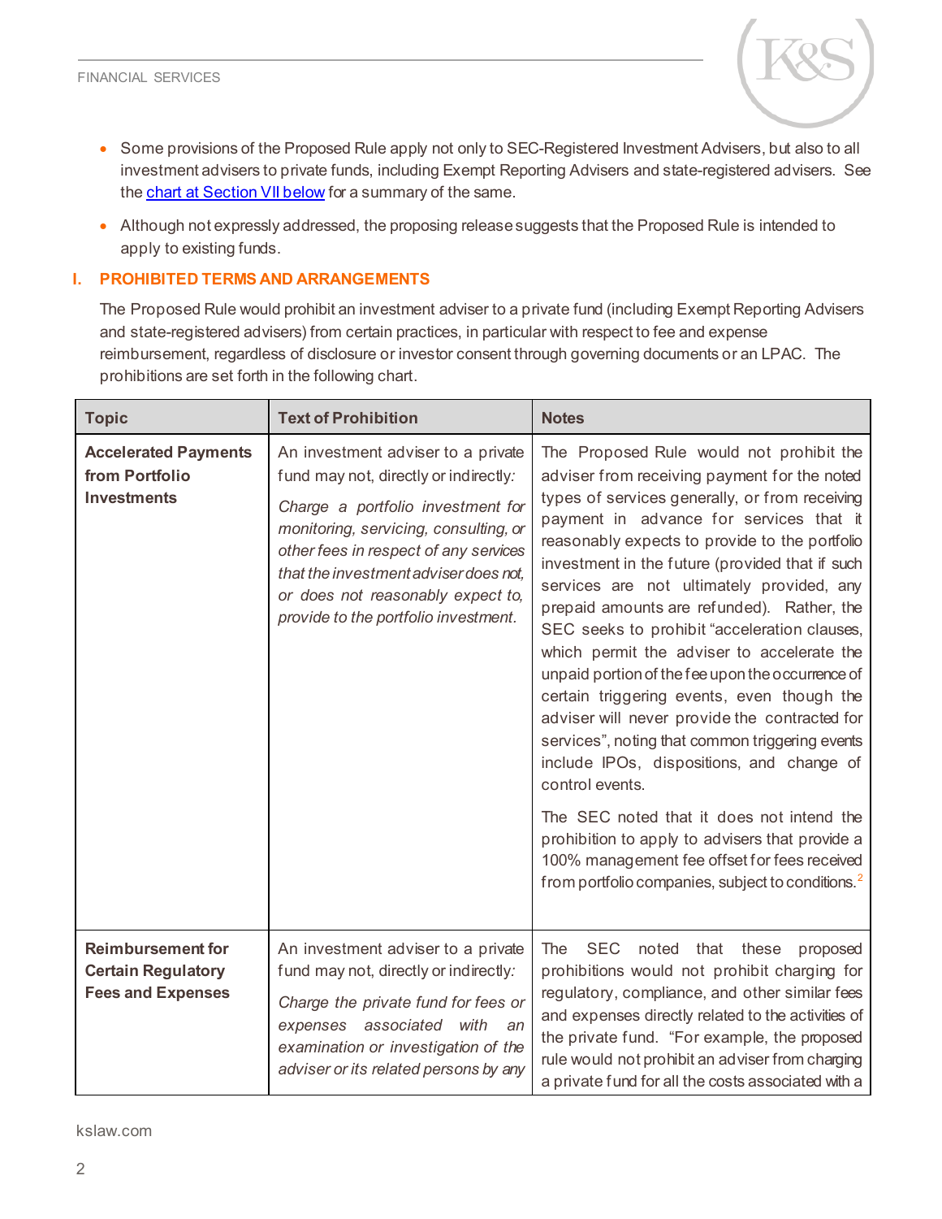- Some provisions of the Proposed Rule apply not only to SEC-Registered Investment Advisers, but also to all investment advisers to private funds, including Exempt Reporting Advisers and state-registered advisers. See the [chart at Section VII below](#) for a summary of the same.
- Although not expressly addressed, the proposing release suggests that the Proposed Rule is intended to apply to existing funds.

## I. PROHIBITED TERMS AND ARRANGEMENTS

The Proposed Rule would prohibit an investment adviser to a private fund (including Exempt Reporting Advisers and state-registered advisers) from certain practices, in particular with respect to fee and expense reimbursement, regardless of disclosure or investor consent through governing documents or an LPAC. The prohibitions are set forth in the following chart.

| Topic | Text of Prohibition | Notes |
|---|---|---|
| **Accelerated Payments from Portfolio Investments** | An investment adviser to a private fund may not, directly or indirectly: *Charge a portfolio investment for monitoring, servicing, consulting, or other fees in respect of any services that the investment adviser does not, or does not reasonably expect to, provide to the portfolio investment.* | The Proposed Rule would not prohibit the adviser from receiving payment for the noted types of services generally, or from receiving payment in advance for services that it reasonably expects to provide to the portfolio investment in the future (provided that if such services are not ultimately provided, any prepaid amounts are refunded). Rather, the SEC seeks to prohibit "acceleration clauses, which permit the adviser to accelerate the unpaid portion of the fee upon the occurrence of certain triggering events, even though the adviser will never provide the contracted for services", noting that common triggering events include IPOs, dispositions, and change of control events. The SEC noted that it does not intend the prohibition to apply to advisers that provide a 100% management fee offset for fees received from portfolio companies, subject to conditions.[2] |
| **Reimbursement for Certain Regulatory Fees and Expenses** | An investment adviser to a private fund may not, directly or indirectly: *Charge the private fund for fees or expenses associated with an examination or investigation of the adviser or its related persons by any* | The SEC noted that these proposed prohibitions would not prohibit charging for regulatory, compliance, and other similar fees and expenses directly related to the activities of the private fund. "For example, the proposed rule would not prohibit an adviser from charging a private fund for all the costs associated with a |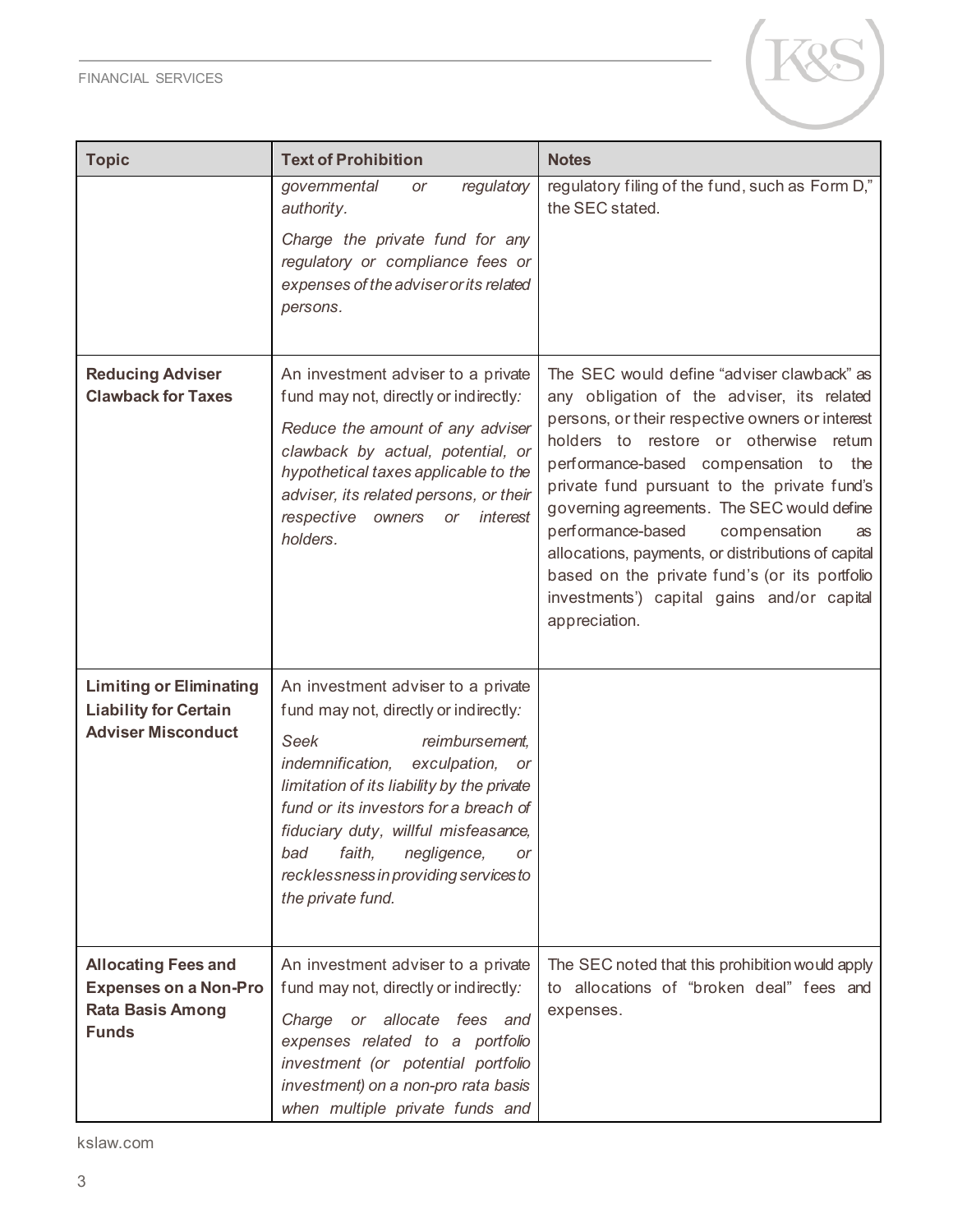| Topic | Text of Prohibition | Notes |
|---|---|---|
| | *governmental or regulatory authority.*<br><br>*Charge the private fund for any regulatory or compliance fees or expenses of the adviser or its related persons.* | regulatory filing of the fund, such as Form D," the SEC stated. |
| **Reducing Adviser Clawback for Taxes** | An investment adviser to a private fund may not, directly or indirectly*:*<br><br>*Reduce the amount of any adviser clawback by actual, potential, or hypothetical taxes applicable to the adviser, its related persons, or their respective owners or interest holders.* | The SEC would define "adviser clawback" as any obligation of the adviser, its related persons, or their respective owners or interest holders to restore or otherwise return performance-based compensation to the private fund pursuant to the private fund's governing agreements. The SEC would define performance-based compensation as allocations, payments, or distributions of capital based on the private fund's (or its portfolio investments') capital gains and/or capital appreciation. |
| **Limiting or Eliminating Liability for Certain Adviser Misconduct** | An investment adviser to a private fund may not, directly or indirectly*:*<br><br>*Seek reimbursement, indemnification, exculpation, or limitation of its liability by the private fund or its investors for a breach of fiduciary duty, willful misfeasance, bad faith, negligence, or recklessness in providing services to the private fund.* | |
| **Allocating Fees and Expenses on a Non-Pro Rata Basis Among Funds** | An investment adviser to a private fund may not, directly or indirectly*:*<br><br>*Charge or allocate fees and expenses related to a portfolio investment (or potential portfolio investment) on a non-pro rata basis when multiple private funds and* | The SEC noted that this prohibition would apply to allocations of "broken deal" fees and expenses. |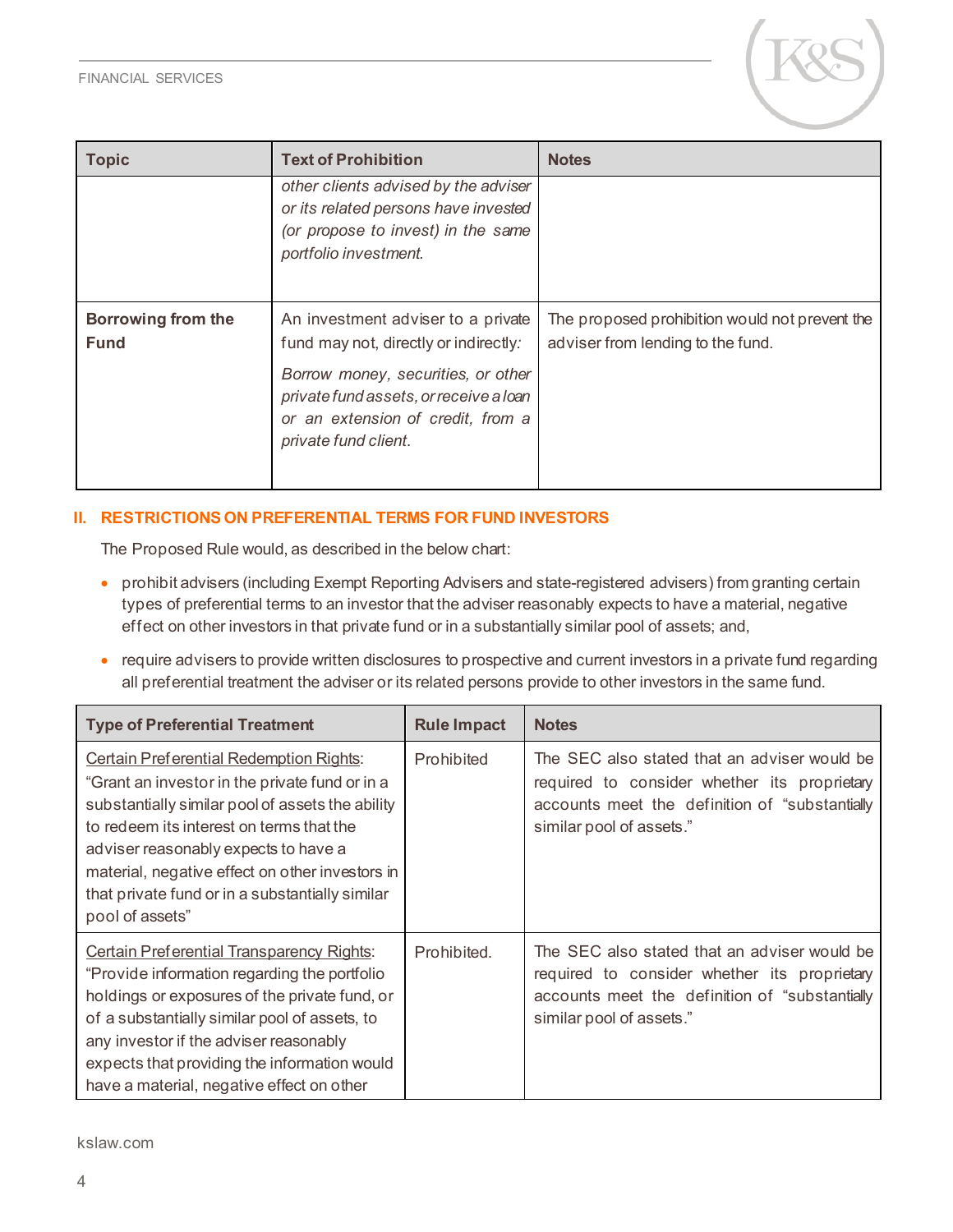| Topic | Text of Prohibition | Notes |
|---|---|---|
| | *other clients advised by the adviser or its related persons have invested (or propose to invest) in the same portfolio investment.* | |
| **Borrowing from the Fund** | An investment adviser to a private fund may not, directly or indirectly: *Borrow money, securities, or other private fund assets, or receive a loan or an extension of credit, from a private fund client.* | The proposed prohibition would not prevent the adviser from lending to the fund. |

## II. RESTRICTIONS ON PREFERENTIAL TERMS FOR FUND INVESTORS

The Proposed Rule would, as described in the below chart:

- prohibit advisers (including Exempt Reporting Advisers and state-registered advisers) from granting certain types of preferential terms to an investor that the adviser reasonably expects to have a material, negative effect on other investors in that private fund or in a substantially similar pool of assets; and,
- require advisers to provide written disclosures to prospective and current investors in a private fund regarding all preferential treatment the adviser or its related persons provide to other investors in the same fund.

| Type of Preferential Treatment | Rule Impact | Notes |
|---|---|---|
| Certain Preferential Redemption Rights: "Grant an investor in the private fund or in a substantially similar pool of assets the ability to redeem its interest on terms that the adviser reasonably expects to have a material, negative effect on other investors in that private fund or in a substantially similar pool of assets" | Prohibited | The SEC also stated that an adviser would be required to consider whether its proprietary accounts meet the definition of "substantially similar pool of assets." |
| Certain Preferential Transparency Rights: "Provide information regarding the portfolio holdings or exposures of the private fund, or of a substantially similar pool of assets, to any investor if the adviser reasonably expects that providing the information would have a material, negative effect on other | Prohibited. | The SEC also stated that an adviser would be required to consider whether its proprietary accounts meet the definition of "substantially similar pool of assets." |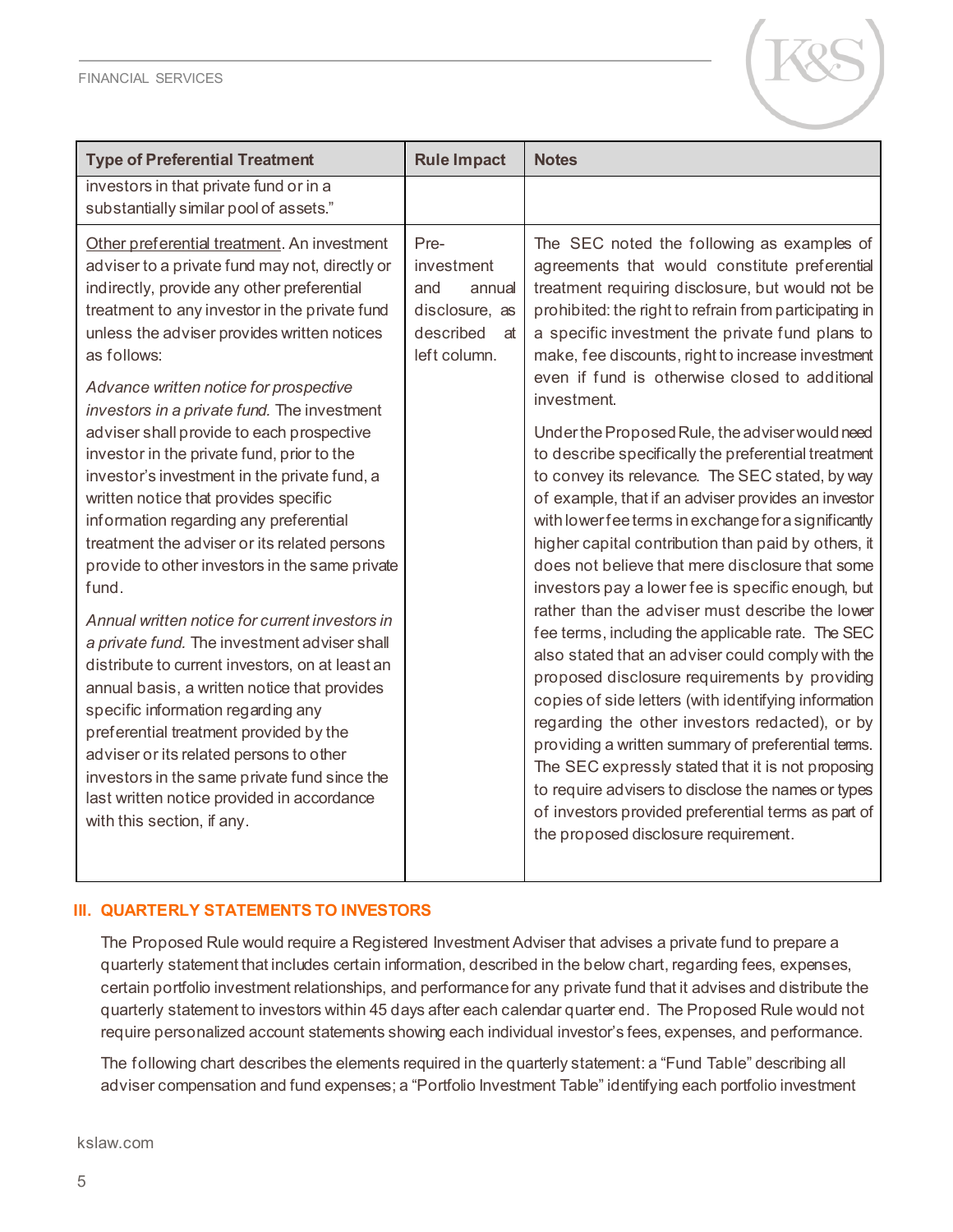| Type of Preferential Treatment | Rule Impact | Notes |
|---|---|---|
| investors in that private fund or in a substantially similar pool of assets." | | |
| Other preferential treatment. An investment adviser to a private fund may not, directly or indirectly, provide any other preferential treatment to any investor in the private fund unless the adviser provides written notices as follows: *Advance written notice for prospective investors in a private fund.* The investment adviser shall provide to each prospective investor in the private fund, prior to the investor's investment in the private fund, a written notice that provides specific information regarding any preferential treatment the adviser or its related persons provide to other investors in the same private fund. *Annual written notice for current investors in a private fund.* The investment adviser shall distribute to current investors, on at least an annual basis, a written notice that provides specific information regarding any preferential treatment provided by the adviser or its related persons to other investors in the same private fund since the last written notice provided in accordance with this section, if any. | Pre-investment and annual disclosure, as described at left column. | The SEC noted the following as examples of agreements that would constitute preferential treatment requiring disclosure, but would not be prohibited: the right to refrain from participating in a specific investment the private fund plans to make, fee discounts, right to increase investment even if fund is otherwise closed to additional investment. Under the Proposed Rule, the adviser would need to describe specifically the preferential treatment to convey its relevance. The SEC stated, by way of example, that if an adviser provides an investor with lower fee terms in exchange for a significantly higher capital contribution than paid by others, it does not believe that mere disclosure that some investors pay a lower fee is specific enough, but rather than the adviser must describe the lower fee terms, including the applicable rate. The SEC also stated that an adviser could comply with the proposed disclosure requirements by providing copies of side letters (with identifying information regarding the other investors redacted), or by providing a written summary of preferential terms. The SEC expressly stated that it is not proposing to require advisers to disclose the names or types of investors provided preferential terms as part of the proposed disclosure requirement. |

## III. QUARTERLY STATEMENTS TO INVESTORS

The Proposed Rule would require a Registered Investment Adviser that advises a private fund to prepare a quarterly statement that includes certain information, described in the below chart, regarding fees, expenses, certain portfolio investment relationships, and performance for any private fund that it advises and distribute the quarterly statement to investors within 45 days after each calendar quarter end. The Proposed Rule would not require personalized account statements showing each individual investor's fees, expenses, and performance.

The following chart describes the elements required in the quarterly statement: a "Fund Table" describing all adviser compensation and fund expenses; a "Portfolio Investment Table" identifying each portfolio investment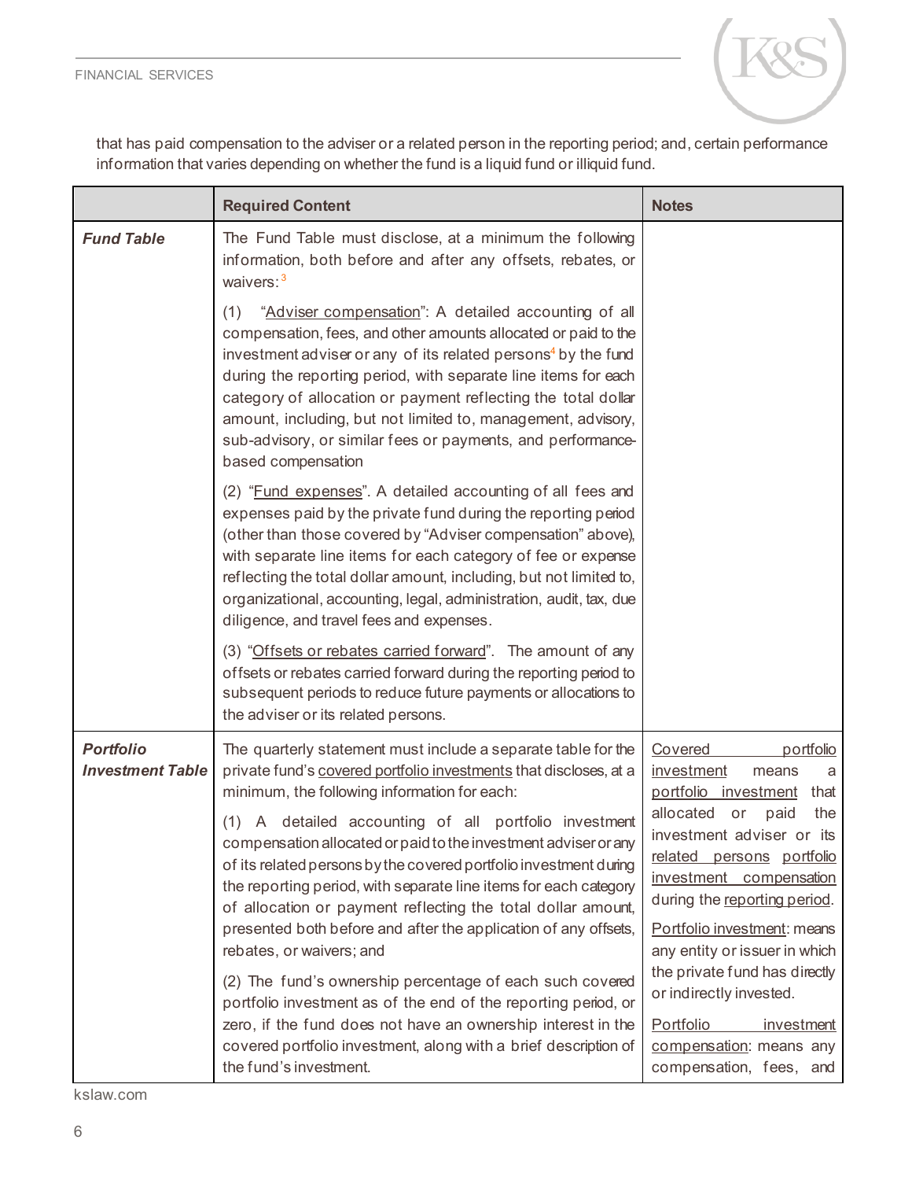that has paid compensation to the adviser or a related person in the reporting period; and, certain performance information that varies depending on whether the fund is a liquid fund or illiquid fund.

| | Required Content | Notes |
|---|---|---|
| ***Fund Table*** | The Fund Table must disclose, at a minimum the following information, both before and after any offsets, rebates, or waivers:[3]<br><br>(1) "Adviser compensation": A detailed accounting of all compensation, fees, and other amounts allocated or paid to the investment adviser or any of its related persons[4] by the fund during the reporting period, with separate line items for each category of allocation or payment reflecting the total dollar amount, including, but not limited to, management, advisory, sub-advisory, or similar fees or payments, and performance-based compensation<br><br>(2) "Fund expenses". A detailed accounting of all fees and expenses paid by the private fund during the reporting period (other than those covered by "Adviser compensation" above), with separate line items for each category of fee or expense reflecting the total dollar amount, including, but not limited to, organizational, accounting, legal, administration, audit, tax, due diligence, and travel fees and expenses.<br><br>(3) "Offsets or rebates carried forward". The amount of any offsets or rebates carried forward during the reporting period to subsequent periods to reduce future payments or allocations to the adviser or its related persons. | |
| ***Portfolio Investment Table*** | The quarterly statement must include a separate table for the private fund's covered portfolio investments that discloses, at a minimum, the following information for each:<br><br>(1) A detailed accounting of all portfolio investment compensation allocated or paid to the investment adviser or any of its related persons by the covered portfolio investment during the reporting period, with separate line items for each category of allocation or payment reflecting the total dollar amount, presented both before and after the application of any offsets, rebates, or waivers; and<br><br>(2) The fund's ownership percentage of each such covered portfolio investment as of the end of the reporting period, or zero, if the fund does not have an ownership interest in the covered portfolio investment, along with a brief description of the fund's investment. | Covered portfolio investment means a portfolio investment that allocated or paid the investment adviser or its related persons portfolio investment compensation during the reporting period.<br><br>Portfolio investment: means any entity or issuer in which the private fund has directly or indirectly invested.<br><br>Portfolio investment compensation: means any compensation, fees, and |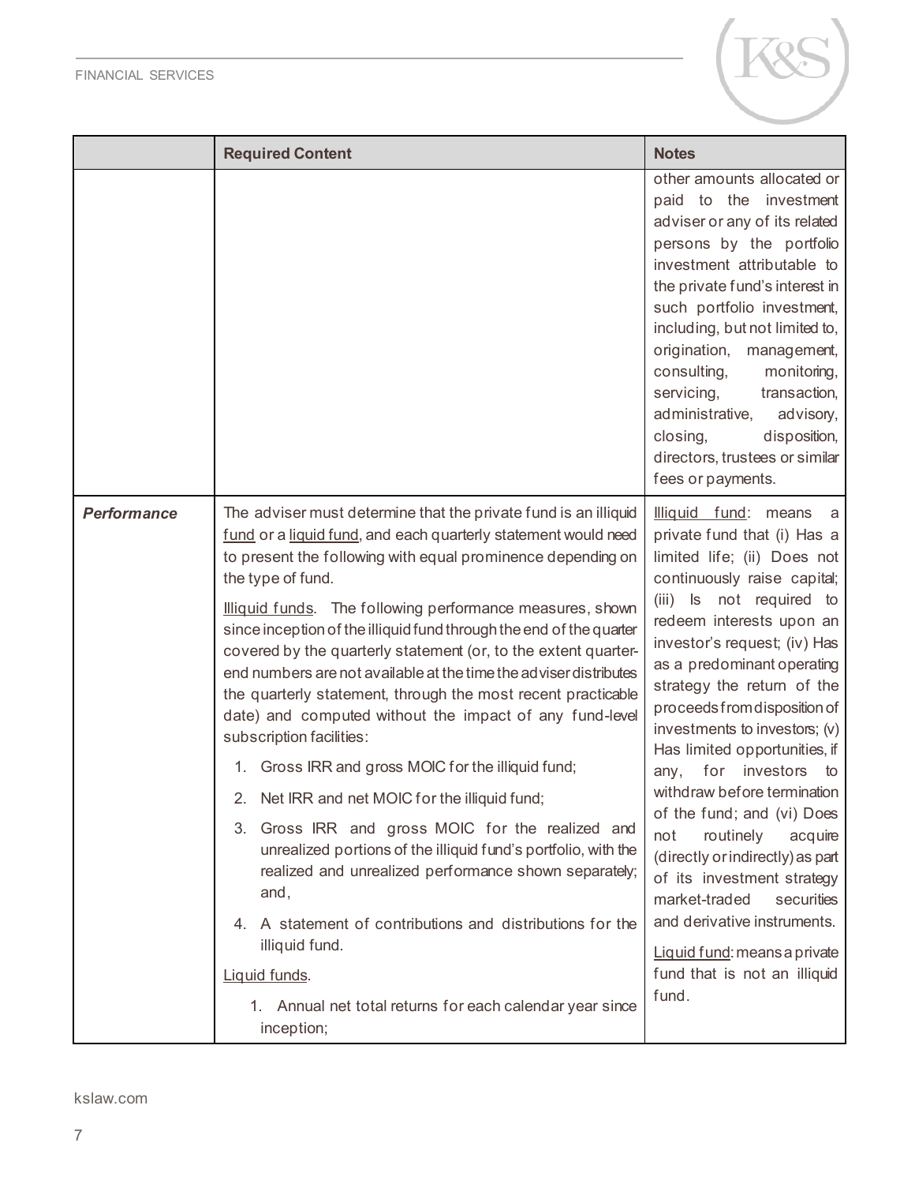| | Required Content | Notes |
|---|---|---|
| | | other amounts allocated or paid to the investment adviser or any of its related persons by the portfolio investment attributable to the private fund's interest in such portfolio investment, including, but not limited to, origination, management, consulting, monitoring, servicing, transaction, administrative, advisory, closing, disposition, directors, trustees or similar fees or payments. |
| ***Performance*** | The adviser must determine that the private fund is an illiquid fund or a liquid fund, and each quarterly statement would need to present the following with equal prominence depending on the type of fund.<br><br>Illiquid funds. The following performance measures, shown since inception of the illiquid fund through the end of the quarter covered by the quarterly statement (or, to the extent quarter-end numbers are not available at the time the adviser distributes the quarterly statement, through the most recent practicable date) and computed without the impact of any fund-level subscription facilities:<br><br>1. Gross IRR and gross MOIC for the illiquid fund;<br>2. Net IRR and net MOIC for the illiquid fund;<br>3. Gross IRR and gross MOIC for the realized and unrealized portions of the illiquid fund's portfolio, with the realized and unrealized performance shown separately; and,<br>4. A statement of contributions and distributions for the illiquid fund.<br><br>Liquid funds.<br><br>1. Annual net total returns for each calendar year since inception; | Illiquid fund: means a private fund that (i) Has a limited life; (ii) Does not continuously raise capital; (iii) Is not required to redeem interests upon an investor's request; (iv) Has as a predominant operating strategy the return of the proceeds from disposition of investments to investors; (v) Has limited opportunities, if any, for investors to withdraw before termination of the fund; and (vi) Does not routinely acquire (directly or indirectly) as part of its investment strategy market-traded securities and derivative instruments.<br><br>Liquid fund: means a private fund that is not an illiquid fund. |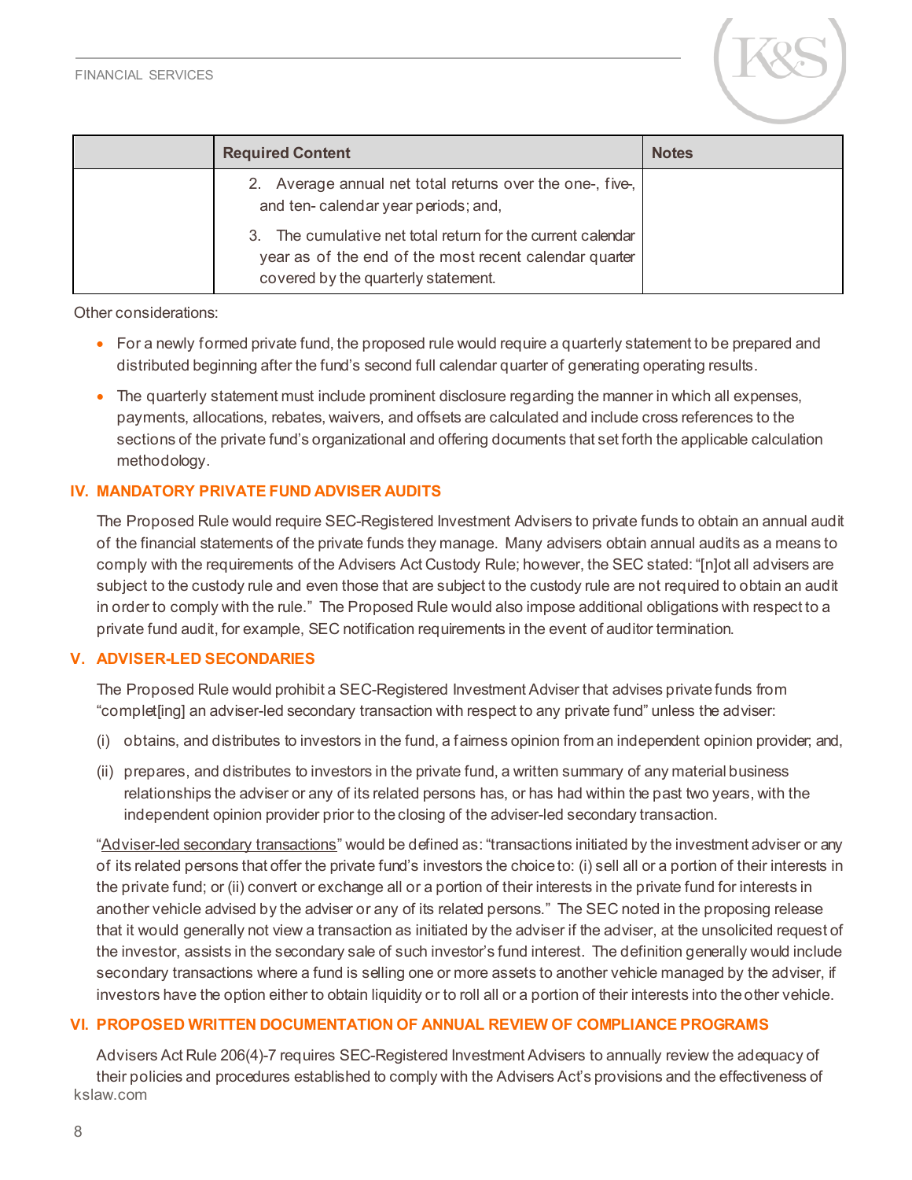| | Required Content | Notes |
|---|---|---|
| | 2. Average annual net total returns over the one-, five-, and ten- calendar year periods; and,<br><br>3. The cumulative net total return for the current calendar year as of the end of the most recent calendar quarter covered by the quarterly statement. | |

Other considerations:

- For a newly formed private fund, the proposed rule would require a quarterly statement to be prepared and distributed beginning after the fund's second full calendar quarter of generating operating results.
- The quarterly statement must include prominent disclosure regarding the manner in which all expenses, payments, allocations, rebates, waivers, and offsets are calculated and include cross references to the sections of the private fund's organizational and offering documents that set forth the applicable calculation methodology.

## IV. MANDATORY PRIVATE FUND ADVISER AUDITS

The Proposed Rule would require SEC-Registered Investment Advisers to private funds to obtain an annual audit of the financial statements of the private funds they manage. Many advisers obtain annual audits as a means to comply with the requirements of the Advisers Act Custody Rule; however, the SEC stated: "[n]ot all advisers are subject to the custody rule and even those that are subject to the custody rule are not required to obtain an audit in order to comply with the rule." The Proposed Rule would also impose additional obligations with respect to a private fund audit, for example, SEC notification requirements in the event of auditor termination.

## V. ADVISER-LED SECONDARIES

The Proposed Rule would prohibit a SEC-Registered Investment Adviser that advises private funds from "complet[ing] an adviser-led secondary transaction with respect to any private fund" unless the adviser:

(i) obtains, and distributes to investors in the fund, a fairness opinion from an independent opinion provider; and,

(ii) prepares, and distributes to investors in the private fund, a written summary of any material business relationships the adviser or any of its related persons has, or has had within the past two years, with the independent opinion provider prior to the closing of the adviser-led secondary transaction.

"Adviser-led secondary transactions" would be defined as: "transactions initiated by the investment adviser or any of its related persons that offer the private fund's investors the choice to: (i) sell all or a portion of their interests in the private fund; or (ii) convert or exchange all or a portion of their interests in the private fund for interests in another vehicle advised by the adviser or any of its related persons." The SEC noted in the proposing release that it would generally not view a transaction as initiated by the adviser if the adviser, at the unsolicited request of the investor, assists in the secondary sale of such investor's fund interest. The definition generally would include secondary transactions where a fund is selling one or more assets to another vehicle managed by the adviser, if investors have the option either to obtain liquidity or to roll all or a portion of their interests into the other vehicle.

## VI. PROPOSED WRITTEN DOCUMENTATION OF ANNUAL REVIEW OF COMPLIANCE PROGRAMS

Advisers Act Rule 206(4)-7 requires SEC-Registered Investment Advisers to annually review the adequacy of their policies and procedures established to comply with the Advisers Act's provisions and the effectiveness of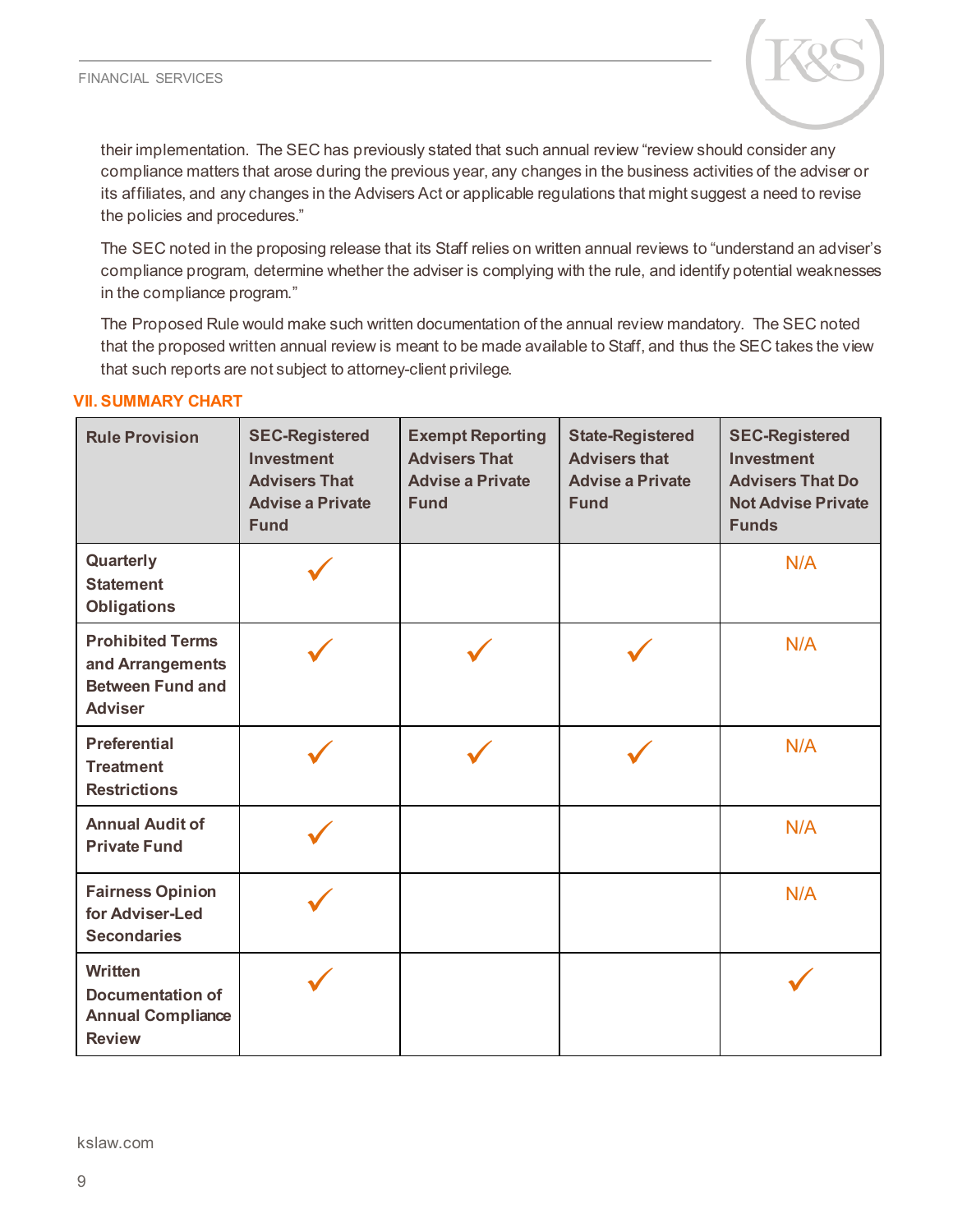their implementation. The SEC has previously stated that such annual review "review should consider any compliance matters that arose during the previous year, any changes in the business activities of the adviser or its affiliates, and any changes in the Advisers Act or applicable regulations that might suggest a need to revise the policies and procedures."

The SEC noted in the proposing release that its Staff relies on written annual reviews to "understand an adviser's compliance program, determine whether the adviser is complying with the rule, and identify potential weaknesses in the compliance program."

The Proposed Rule would make such written documentation of the annual review mandatory. The SEC noted that the proposed written annual review is meant to be made available to Staff, and thus the SEC takes the view that such reports are not subject to attorney-client privilege.

## VII. SUMMARY CHART

| Rule Provision | SEC-Registered Investment Advisers That Advise a Private Fund | Exempt Reporting Advisers That Advise a Private Fund | State-Registered Advisers that Advise a Private Fund | SEC-Registered Investment Advisers That Do Not Advise Private Funds |
|---|---|---|---|---|
| Quarterly Statement Obligations | ✓ | | | N/A |
| Prohibited Terms and Arrangements Between Fund and Adviser | ✓ | ✓ | ✓ | N/A |
| Preferential Treatment Restrictions | ✓ | ✓ | ✓ | N/A |
| Annual Audit of Private Fund | ✓ | | | N/A |
| Fairness Opinion for Adviser-Led Secondaries | ✓ | | | N/A |
| Written Documentation of Annual Compliance Review | ✓ | | | ✓ |

kslaw.com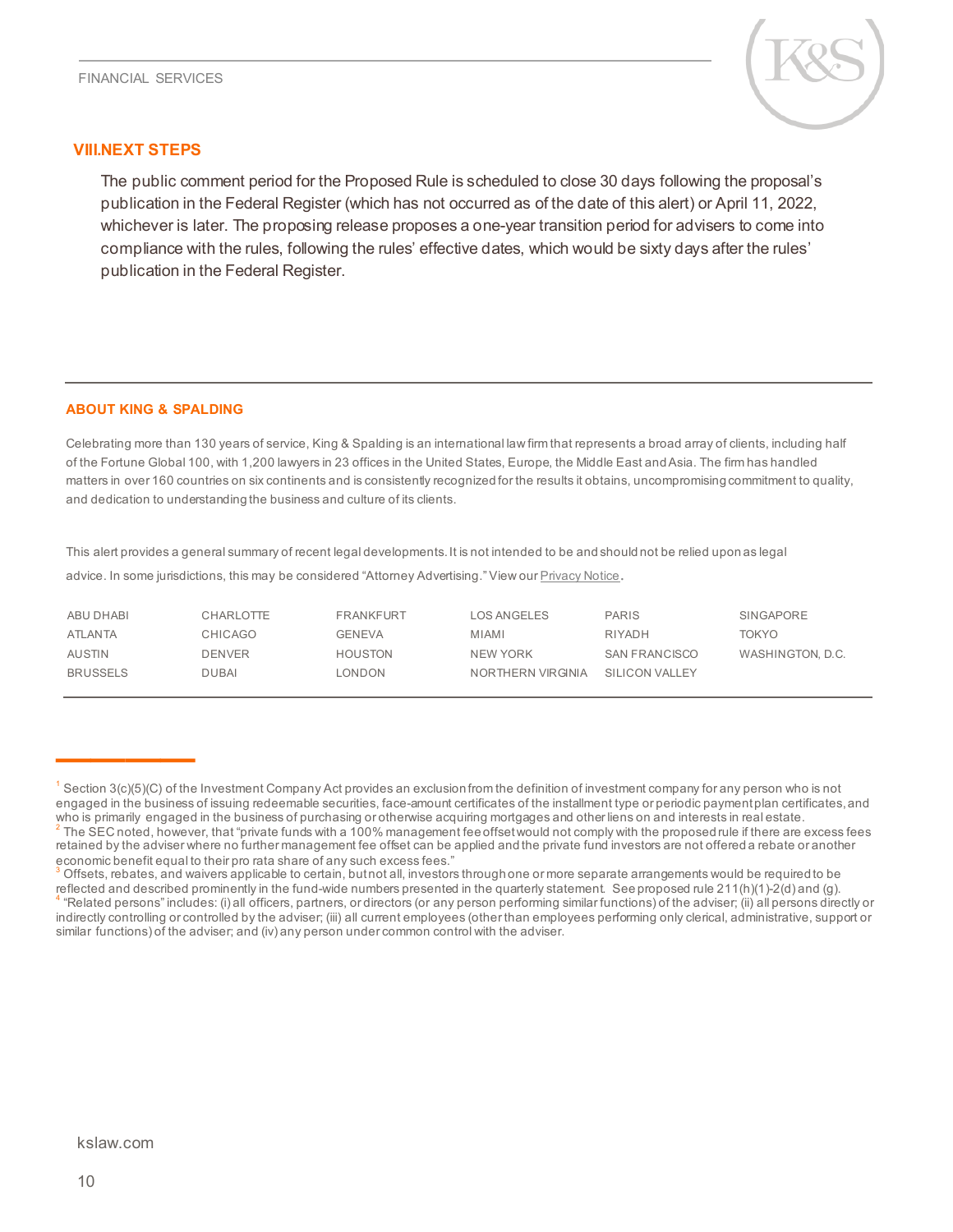## VIII. NEXT STEPS

The public comment period for the Proposed Rule is scheduled to close 30 days following the proposal's publication in the Federal Register (which has not occurred as of the date of this alert) or April 11, 2022, whichever is later. The proposing release proposes a one-year transition period for advisers to come into compliance with the rules, following the rules' effective dates, which would be sixty days after the rules' publication in the Federal Register.

### ABOUT KING & SPALDING

Celebrating more than 130 years of service, King & Spalding is an international law firm that represents a broad array of clients, including half of the Fortune Global 100, with 1,200 lawyers in 23 offices in the United States, Europe, the Middle East and Asia. The firm has handled matters in over 160 countries on six continents and is consistently recognized for the results it obtains, uncompromising commitment to quality, and dedication to understanding the business and culture of its clients.

This alert provides a general summary of recent legal developments. It is not intended to be and should not be relied upon as legal advice. In some jurisdictions, this may be considered "Attorney Advertising." View our Privacy Notice.

| | | | | | |
|---|---|---|---|---|---|
| ABU DHABI | CHARLOTTE | FRANKFURT | LOS ANGELES | PARIS | SINGAPORE |
| ATLANTA | CHICAGO | GENEVA | MIAMI | RIYADH | TOKYO |
| AUSTIN | DENVER | HOUSTON | NEW YORK | SAN FRANCISCO | WASHINGTON, D.C. |
| BRUSSELS | DUBAI | LONDON | NORTHERN VIRGINIA | SILICON VALLEY | |

---

[1] Section 3(c)(5)(C) of the Investment Company Act provides an exclusion from the definition of investment company for any person who is not engaged in the business of issuing redeemable securities, face-amount certificates of the installment type or periodic payment plan certificates, and who is primarily engaged in the business of purchasing or otherwise acquiring mortgages and other liens on and interests in real estate.

[2] The SEC noted, however, that "private funds with a 100% management fee offset would not comply with the proposed rule if there are excess fees retained by the adviser where no further management fee offset can be applied and the private fund investors are not offered a rebate or another economic benefit equal to their pro rata share of any such excess fees."

[3] Offsets, rebates, and waivers applicable to certain, but not all, investors through one or more separate arrangements would be required to be reflected and described prominently in the fund-wide numbers presented in the quarterly statement. See proposed rule 211(h)(1)-2(d) and (g).

[4] "Related persons" includes: (i) all officers, partners, or directors (or any person performing similar functions) of the adviser; (ii) all persons directly or indirectly controlling or controlled by the adviser; (iii) all current employees (other than employees performing only clerical, administrative, support or similar functions) of the adviser; and (iv) any person under common control with the adviser.